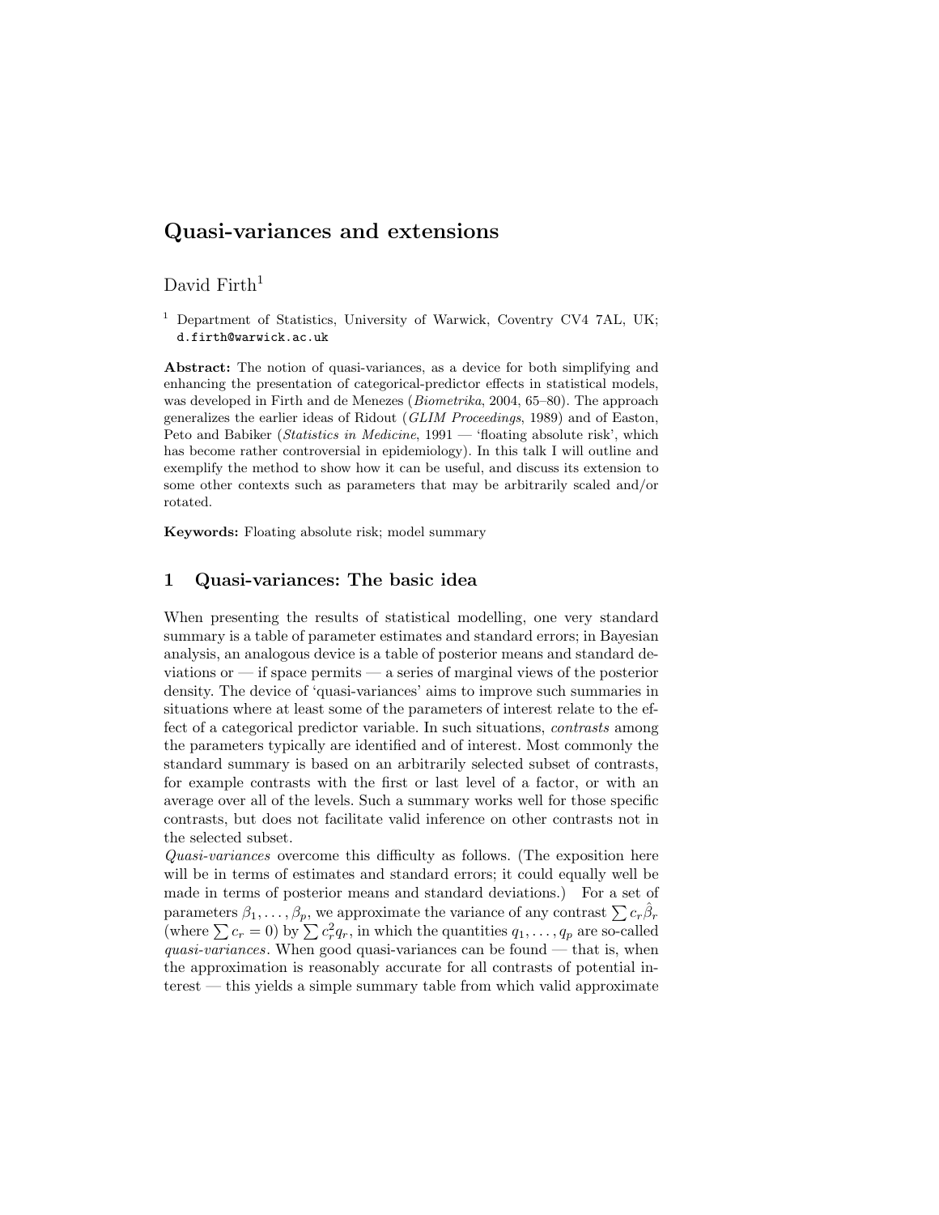# Quasi-variances and extensions

David Firth[1]

[1] Department of Statistics, University of Warwick, Coventry CV4 7AL, UK; d.firth@warwick.ac.uk

**Abstract:** The notion of quasi-variances, as a device for both simplifying and enhancing the presentation of categorical-predictor effects in statistical models, was developed in Firth and de Menezes (*Biometrika*, 2004, 65–80). The approach generalizes the earlier ideas of Ridout (*GLIM Proceedings*, 1989) and of Easton, Peto and Babiker (*Statistics in Medicine*, 1991 — 'floating absolute risk', which has become rather controversial in epidemiology). In this talk I will outline and exemplify the method to show how it can be useful, and discuss its extension to some other contexts such as parameters that may be arbitrarily scaled and/or rotated.

**Keywords:** Floating absolute risk; model summary

## 1 Quasi-variances: The basic idea

When presenting the results of statistical modelling, one very standard summary is a table of parameter estimates and standard errors; in Bayesian analysis, an analogous device is a table of posterior means and standard deviations or — if space permits — a series of marginal views of the posterior density. The device of 'quasi-variances' aims to improve such summaries in situations where at least some of the parameters of interest relate to the effect of a categorical predictor variable. In such situations, *contrasts* among the parameters typically are identified and of interest. Most commonly the standard summary is based on an arbitrarily selected subset of contrasts, for example contrasts with the first or last level of a factor, or with an average over all of the levels. Such a summary works well for those specific contrasts, but does not facilitate valid inference on other contrasts not in the selected subset.

*Quasi-variances* overcome this difficulty as follows. (The exposition here will be in terms of estimates and standard errors; it could equally well be made in terms of posterior means and standard deviations.) For a set of parameters $\beta_1, \ldots, \beta_p$, we approximate the variance of any contrast $\sum c_r \hat{\beta}_r$ (where $\sum c_r = 0$) by $\sum c_r^2 q_r$, in which the quantities $q_1, \ldots, q_p$ are so-called *quasi-variances*. When good quasi-variances can be found — that is, when the approximation is reasonably accurate for all contrasts of potential interest — this yields a simple summary table from which valid approximate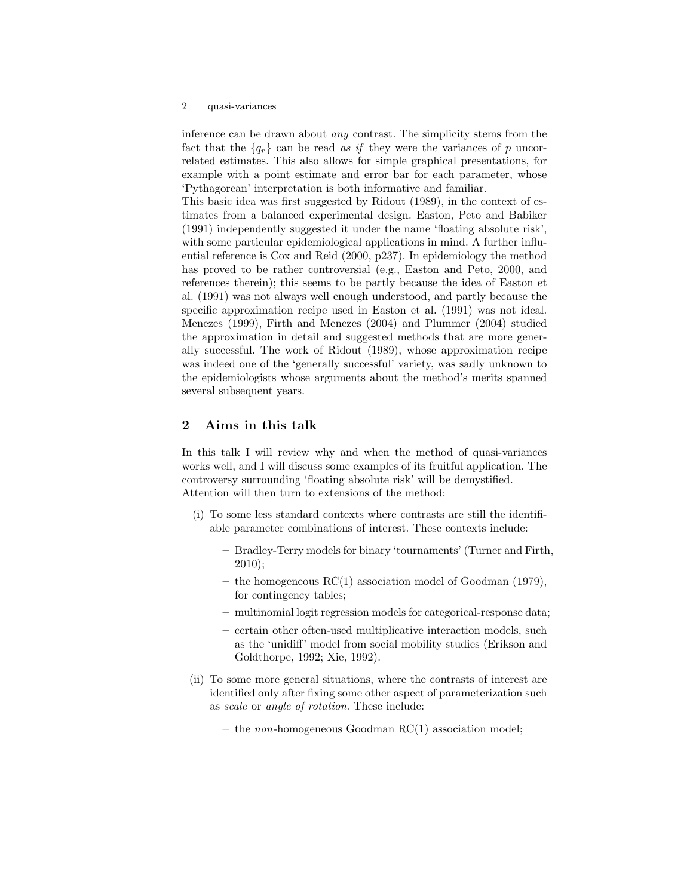inference can be drawn about *any* contrast. The simplicity stems from the fact that the $\{q_r\}$ can be read *as if* they were the variances of $p$ uncorrelated estimates. This also allows for simple graphical presentations, for example with a point estimate and error bar for each parameter, whose 'Pythagorean' interpretation is both informative and familiar.

This basic idea was first suggested by Ridout (1989), in the context of estimates from a balanced experimental design. Easton, Peto and Babiker (1991) independently suggested it under the name 'floating absolute risk', with some particular epidemiological applications in mind. A further influential reference is Cox and Reid (2000, p237). In epidemiology the method has proved to be rather controversial (e.g., Easton and Peto, 2000, and references therein); this seems to be partly because the idea of Easton et al. (1991) was not always well enough understood, and partly because the specific approximation recipe used in Easton et al. (1991) was not ideal. Menezes (1999), Firth and Menezes (2004) and Plummer (2004) studied the approximation in detail and suggested methods that are more generally successful. The work of Ridout (1989), whose approximation recipe was indeed one of the 'generally successful' variety, was sadly unknown to the epidemiologists whose arguments about the method's merits spanned several subsequent years.

## 2 Aims in this talk

In this talk I will review why and when the method of quasi-variances works well, and I will discuss some examples of its fruitful application. The controversy surrounding 'floating absolute risk' will be demystified. Attention will then turn to extensions of the method:

(i) To some less standard contexts where contrasts are still the identifiable parameter combinations of interest. These contexts include:

- Bradley-Terry models for binary 'tournaments' (Turner and Firth, 2010);
- the homogeneous RC(1) association model of Goodman (1979), for contingency tables;
- multinomial logit regression models for categorical-response data;
- certain other often-used multiplicative interaction models, such as the 'unidiff' model from social mobility studies (Erikson and Goldthorpe, 1992; Xie, 1992).

(ii) To some more general situations, where the contrasts of interest are identified only after fixing some other aspect of parameterization such as *scale* or *angle of rotation*. These include:

- the *non*-homogeneous Goodman RC(1) association model;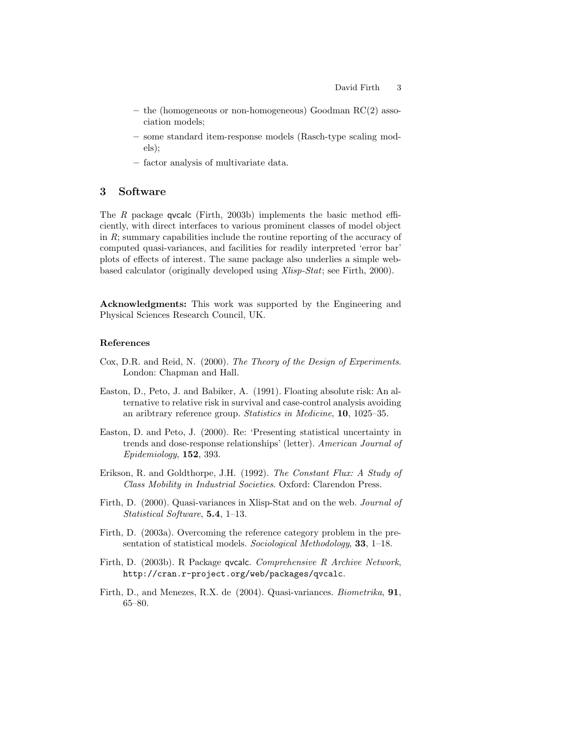- the (homogeneous or non-homogeneous) Goodman RC(2) association models;
- some standard item-response models (Rasch-type scaling models);
- factor analysis of multivariate data.

## 3 Software

The *R* package qvcalc (Firth, 2003b) implements the basic method efficiently, with direct interfaces to various prominent classes of model object in *R*; summary capabilities include the routine reporting of the accuracy of computed quasi-variances, and facilities for readily interpreted 'error bar' plots of effects of interest. The same package also underlies a simple web-based calculator (originally developed using *Xlisp-Stat*; see Firth, 2000).

**Acknowledgments:** This work was supported by the Engineering and Physical Sciences Research Council, UK.

### References

Cox, D.R. and Reid, N. (2000). *The Theory of the Design of Experiments*. London: Chapman and Hall.

Easton, D., Peto, J. and Babiker, A. (1991). Floating absolute risk: An alternative to relative risk in survival and case-control analysis avoiding an aribtrary reference group. *Statistics in Medicine*, **10**, 1025–35.

Easton, D. and Peto, J. (2000). Re: 'Presenting statistical uncertainty in trends and dose-response relationships' (letter). *American Journal of Epidemiology*, **152**, 393.

Erikson, R. and Goldthorpe, J.H. (1992). *The Constant Flux: A Study of Class Mobility in Industrial Societies*. Oxford: Clarendon Press.

Firth, D. (2000). Quasi-variances in Xlisp-Stat and on the web. *Journal of Statistical Software*, **5.4**, 1–13.

Firth, D. (2003a). Overcoming the reference category problem in the presentation of statistical models. *Sociological Methodology*, **33**, 1–18.

Firth, D. (2003b). R Package qvcalc. *Comprehensive R Archive Network*, `http://cran.r-project.org/web/packages/qvcalc`.

Firth, D., and Menezes, R.X. de (2004). Quasi-variances. *Biometrika*, **91**, 65–80.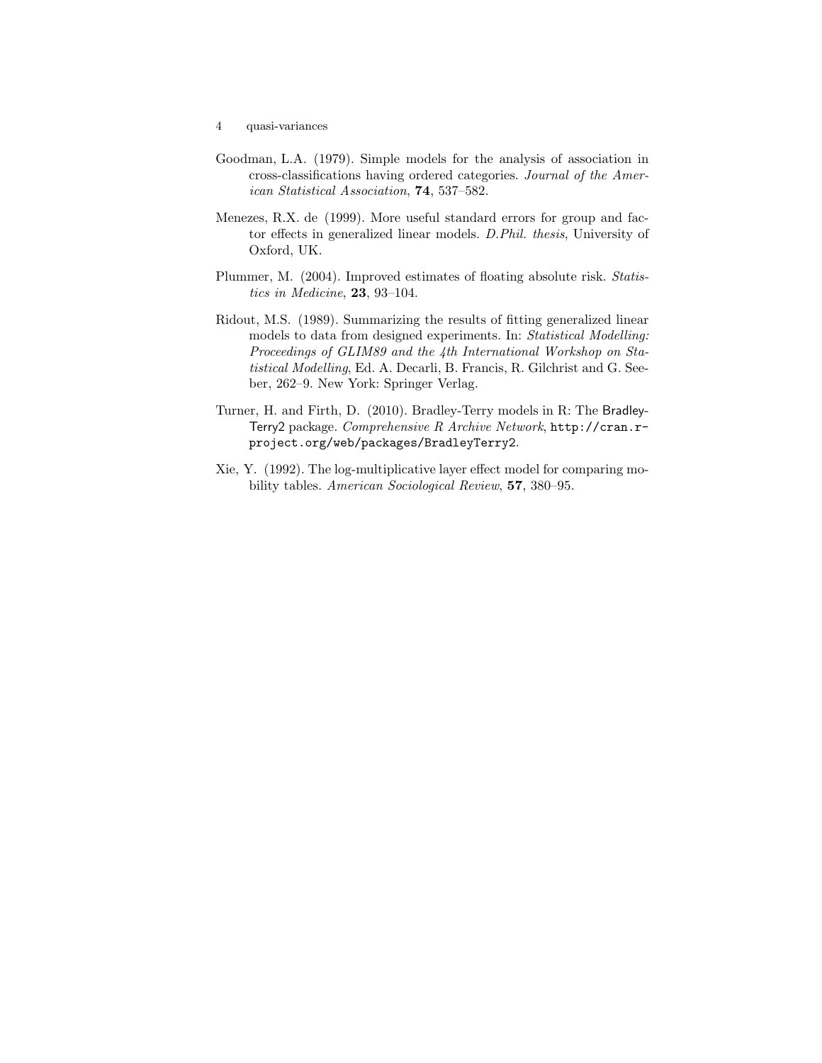Goodman, L.A. (1979). Simple models for the analysis of association in cross-classifications having ordered categories. *Journal of the American Statistical Association*, **74**, 537–582.

Menezes, R.X. de (1999). More useful standard errors for group and factor effects in generalized linear models. *D.Phil. thesis*, University of Oxford, UK.

Plummer, M. (2004). Improved estimates of floating absolute risk. *Statistics in Medicine*, **23**, 93–104.

Ridout, M.S. (1989). Summarizing the results of fitting generalized linear models to data from designed experiments. In: *Statistical Modelling: Proceedings of GLIM89 and the 4th International Workshop on Statistical Modelling*, Ed. A. Decarli, B. Francis, R. Gilchrist and G. Seeber, 262–9. New York: Springer Verlag.

Turner, H. and Firth, D. (2010). Bradley-Terry models in R: The BradleyTerry2 package. *Comprehensive R Archive Network*, `http://cran.r-project.org/web/packages/BradleyTerry2`.

Xie, Y. (1992). The log-multiplicative layer effect model for comparing mobility tables. *American Sociological Review*, **57**, 380–95.